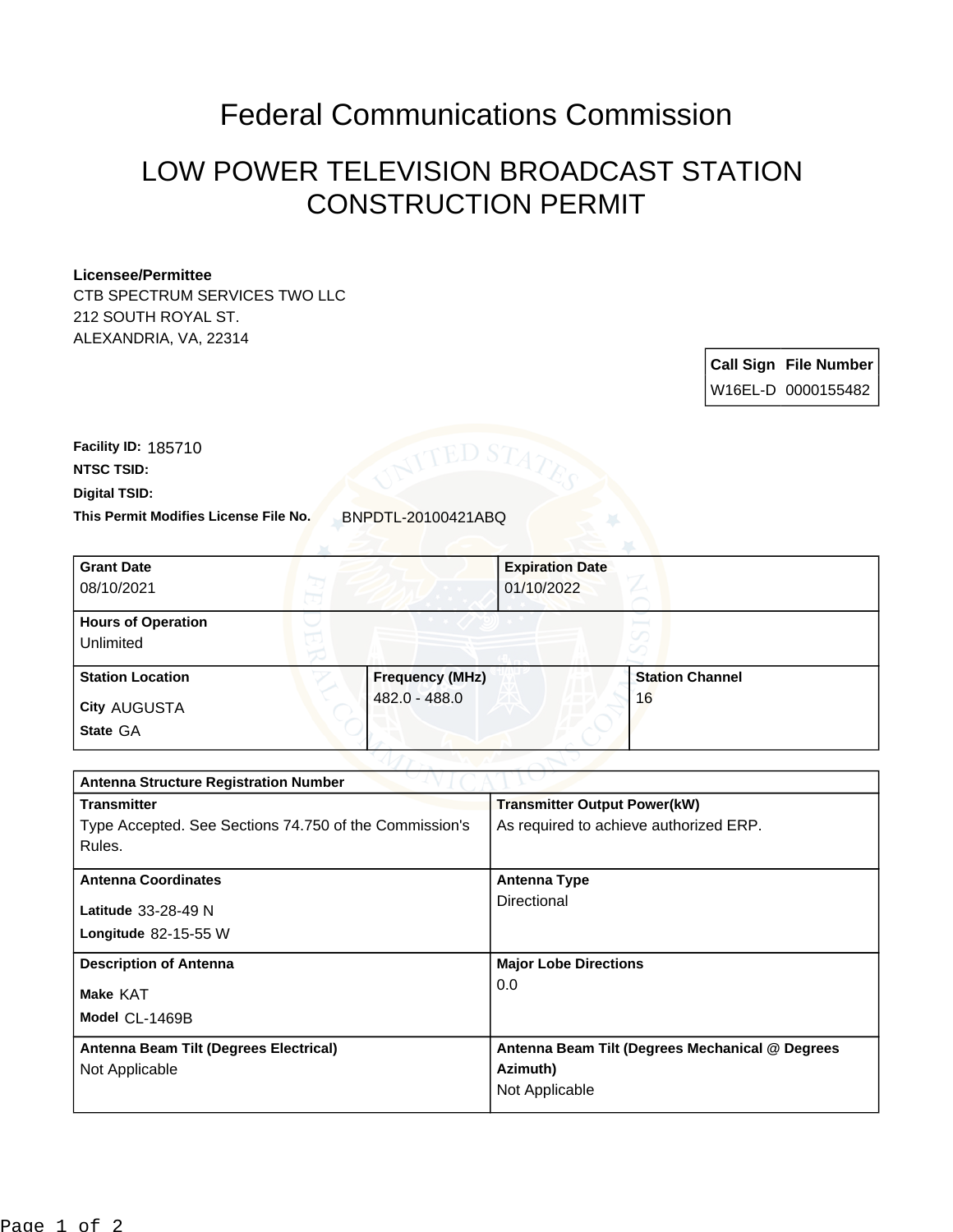# Federal Communications Commission

## LOW POWER TELEVISION BROADCAST STATION CONSTRUCTION PERMIT

**Licensee/Permittee**
CTB SPECTRUM SERVICES TWO LLC
212 SOUTH ROYAL ST.
ALEXANDRIA, VA, 22314

| Call Sign | File Number |
| --- | --- |
| W16EL-D | 0000155482 |

**Facility ID:** 185710
**NTSC TSID:**
**Digital TSID:**
**This Permit Modifies License File No.** BNPDTL-20100421ABQ

| Grant Date | Expiration Date |
| --- | --- |
| 08/10/2021 | 01/10/2022 |

| Hours of Operation |
| --- |
| Unlimited |

| Station Location | Frequency (MHz) | Station Channel |
| --- | --- | --- |
| City AUGUSTA<br>State GA | 482.0 - 488.0 | 16 |

| Antenna Structure Registration Number | |
| --- | --- |
| **Transmitter**<br>Type Accepted. See Sections 74.750 of the Commission's Rules. | **Transmitter Output Power(kW)**<br>As required to achieve authorized ERP. |
| **Antenna Coordinates**<br>Latitude 33-28-49 N<br>Longitude 82-15-55 W | **Antenna Type**<br>Directional |
| **Description of Antenna**<br>Make KAT<br>Model CL-1469B | **Major Lobe Directions**<br>0.0 |
| **Antenna Beam Tilt (Degrees Electrical)**<br>Not Applicable | **Antenna Beam Tilt (Degrees Mechanical @ Degrees Azimuth)**<br>Not Applicable |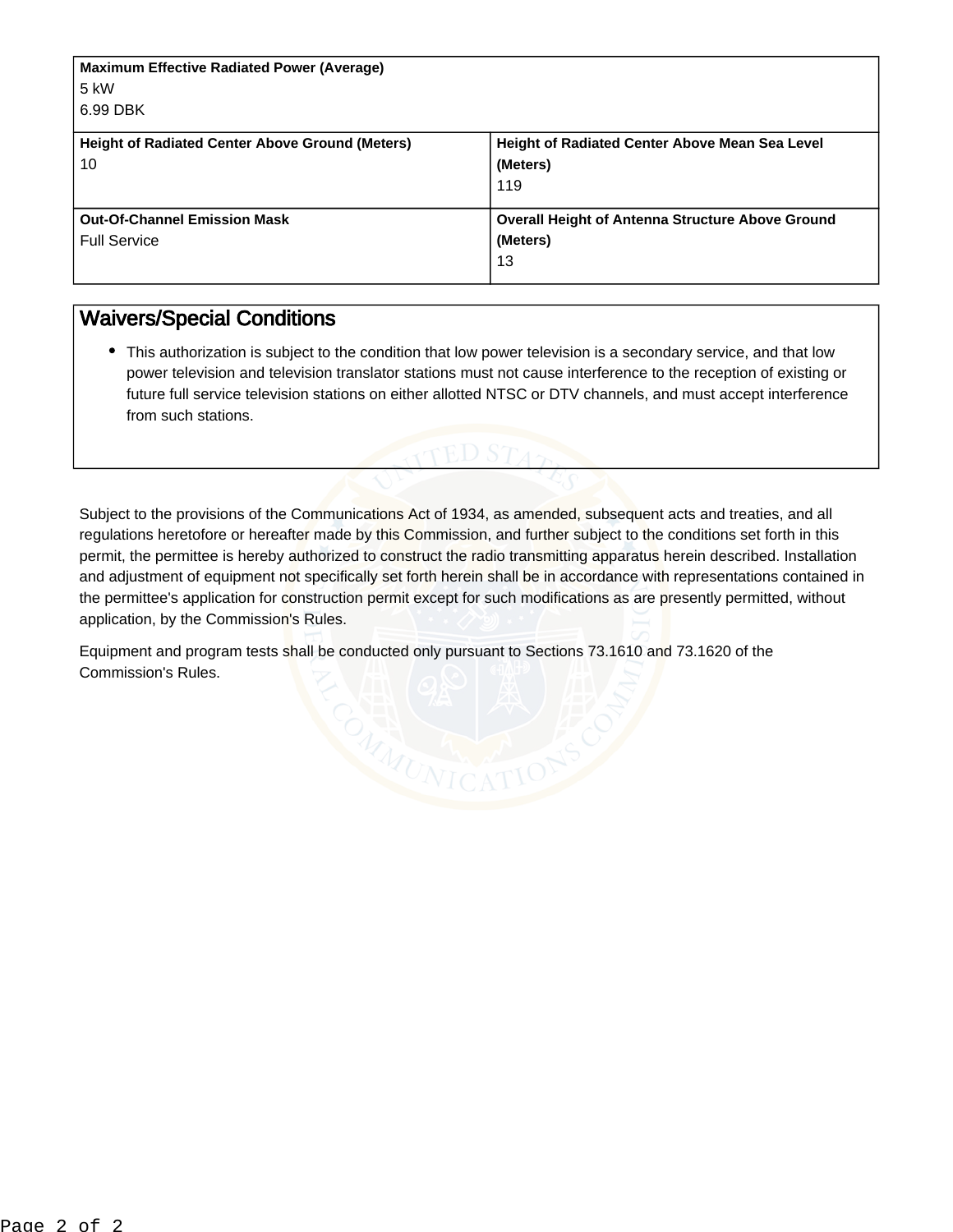| | |
|---|---|
| **Maximum Effective Radiated Power (Average)**<br>5 kW<br>6.99 DBK | |
| **Height of Radiated Center Above Ground (Meters)**<br>10 | **Height of Radiated Center Above Mean Sea Level (Meters)**<br>119 |
| **Out-Of-Channel Emission Mask**<br>Full Service | **Overall Height of Antenna Structure Above Ground (Meters)**<br>13 |

## Waivers/Special Conditions

- This authorization is subject to the condition that low power television is a secondary service, and that low power television and television translator stations must not cause interference to the reception of existing or future full service television stations on either allotted NTSC or DTV channels, and must accept interference from such stations.

Subject to the provisions of the Communications Act of 1934, as amended, subsequent acts and treaties, and all regulations heretofore or hereafter made by this Commission, and further subject to the conditions set forth in this permit, the permittee is hereby authorized to construct the radio transmitting apparatus herein described. Installation and adjustment of equipment not specifically set forth herein shall be in accordance with representations contained in the permittee's application for construction permit except for such modifications as are presently permitted, without application, by the Commission's Rules.

Equipment and program tests shall be conducted only pursuant to Sections 73.1610 and 73.1620 of the Commission's Rules.